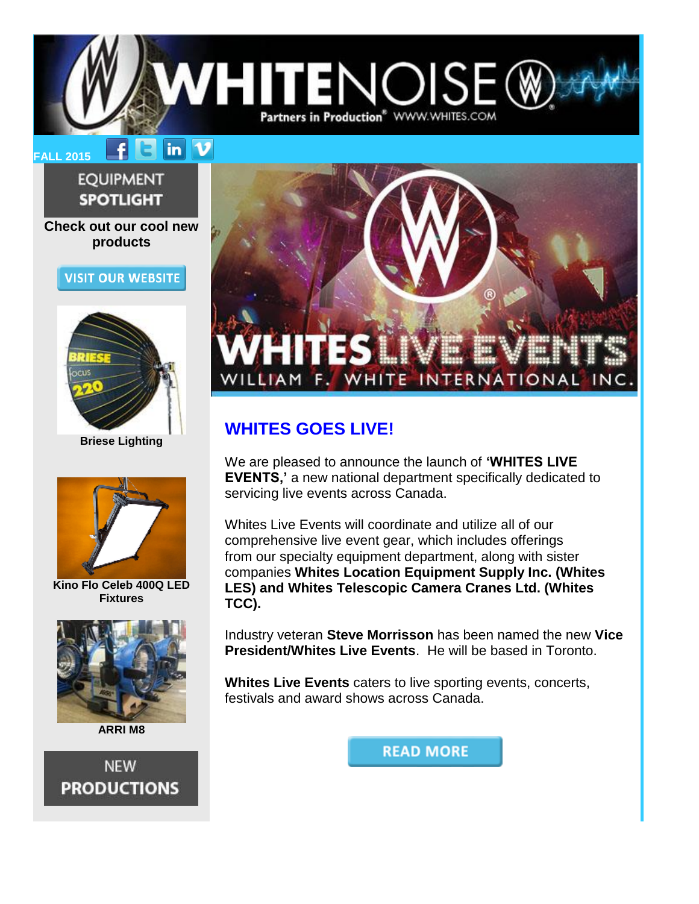# WHITENOISE

Partners in Production® WWW.WHITES.COM

FALL 2015

EQUIPMENT SPOTLIGHT

**Check out our cool new products**

VISIT OUR WEBSITE

**Briese Lighting**

**Kino Flo Celeb 400Q LED Fixtures**

**ARRI M8**

NEW PRODUCTIONS

WHITES LIVE EVENTS

WILLIAM F. WHITE INTERNATIONAL INC.

## WHITES GOES LIVE!

We are pleased to announce the launch of **'WHITES LIVE EVENTS,'** a new national department specifically dedicated to servicing live events across Canada.

Whites Live Events will coordinate and utilize all of our comprehensive live event gear, which includes offerings from our specialty equipment department, along with sister companies **Whites Location Equipment Supply Inc. (Whites LES) and Whites Telescopic Camera Cranes Ltd. (Whites TCC).**

Industry veteran **Steve Morrisson** has been named the new **Vice President/Whites Live Events**. He will be based in Toronto.

**Whites Live Events** caters to live sporting events, concerts, festivals and award shows across Canada.

READ MORE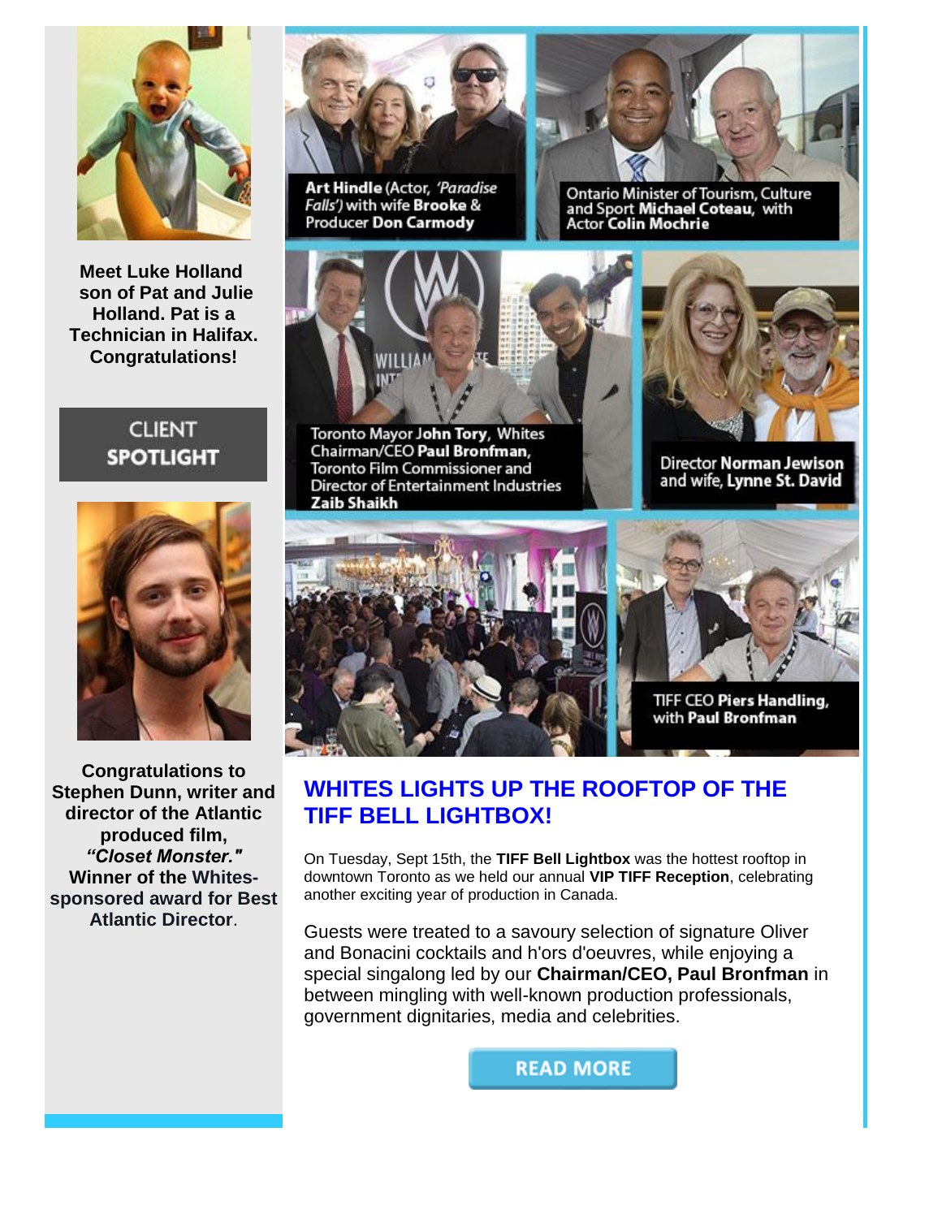**Meet Luke Holland son of Pat and Julie Holland. Pat is a Technician in Halifax. Congratulations!**

CLIENT **SPOTLIGHT**

**Congratulations to Stephen Dunn, writer and director of the Atlantic produced film, *"Closet Monster."* Winner of the Whites-sponsored award for Best Atlantic Director**.

**Art Hindle** (Actor, *'Paradise Falls'*) with wife **Brooke** & Producer **Don Carmody**

Ontario Minister of Tourism, Culture and Sport **Michael Coteau**, with Actor **Colin Mochrie**

Toronto Mayor **John Tory**, Whites Chairman/CEO **Paul Bronfman**, Toronto Film Commissioner and Director of Entertainment Industries **Zaib Shaikh**

Director **Norman Jewison** and wife, **Lynne St. David**

TIFF CEO **Piers Handling**, with **Paul Bronfman**

## WHITES LIGHTS UP THE ROOFTOP OF THE TIFF BELL LIGHTBOX!

On Tuesday, Sept 15th, the **TIFF Bell Lightbox** was the hottest rooftop in downtown Toronto as we held our annual **VIP TIFF Reception**, celebrating another exciting year of production in Canada.

Guests were treated to a savoury selection of signature Oliver and Bonacini cocktails and h'ors d'oeuvres, while enjoying a special singalong led by our **Chairman/CEO, Paul Bronfman** in between mingling with well-known production professionals, government dignitaries, media and celebrities.

READ MORE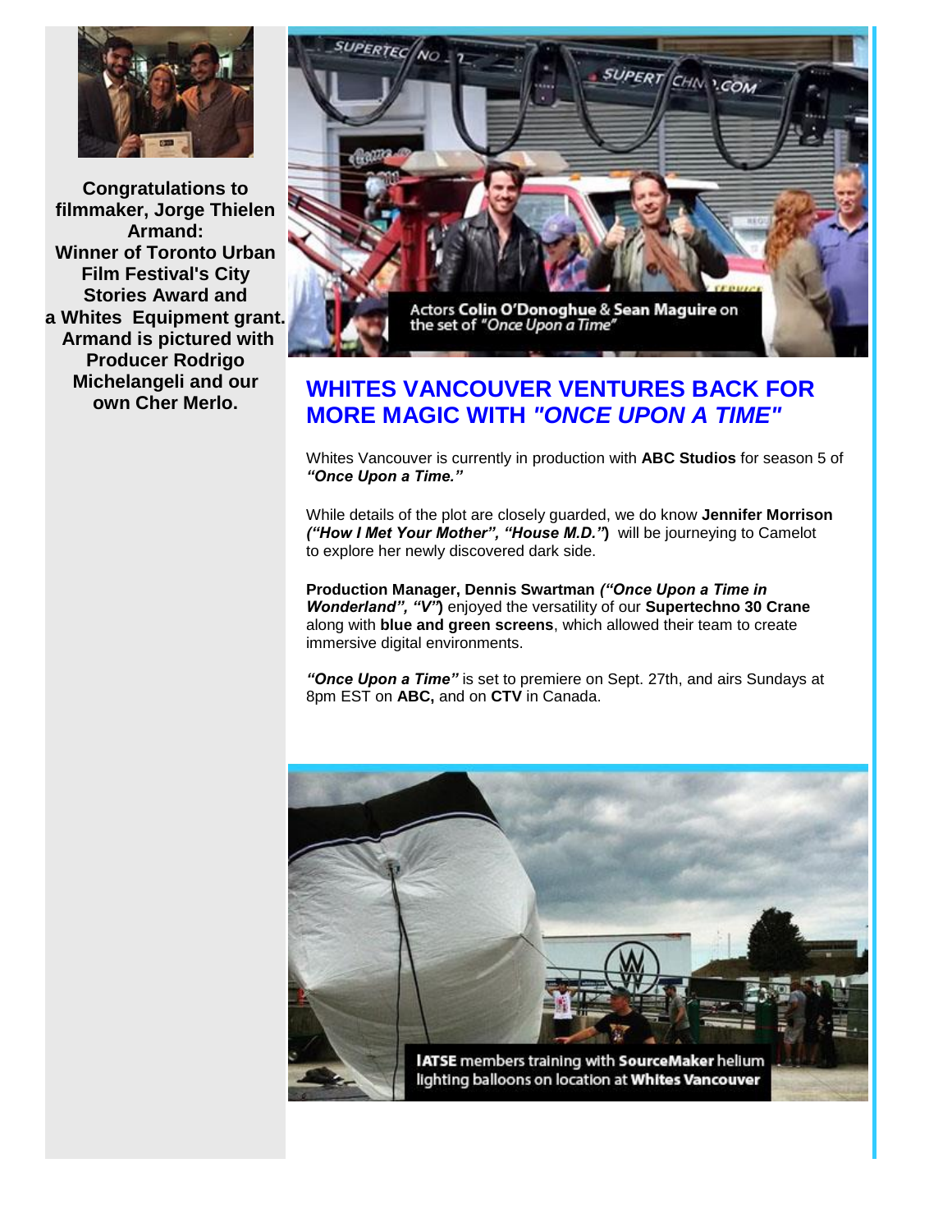**Congratulations to filmmaker, Jorge Thielen Armand: Winner of Toronto Urban Film Festival's City Stories Award and a Whites Equipment grant. Armand is pictured with Producer Rodrigo Michelangeli and our own Cher Merlo.**

Actors **Colin O'Donoghue** & **Sean Maguire** on the set of *"Once Upon a Time"*

## WHITES VANCOUVER VENTURES BACK FOR MORE MAGIC WITH *"ONCE UPON A TIME"*

Whites Vancouver is currently in production with **ABC Studios** for season 5 of ***"Once Upon a Time."***

While details of the plot are closely guarded, we do know **Jennifer Morrison *("How I Met Your Mother", "House M.D.")*** will be journeying to Camelot to explore her newly discovered dark side.

**Production Manager, Dennis Swartman *("Once Upon a Time in Wonderland", "V")*** enjoyed the versatility of our **Supertechno 30 Crane** along with **blue and green screens**, which allowed their team to create immersive digital environments.

***"Once Upon a Time"*** is set to premiere on Sept. 27th, and airs Sundays at 8pm EST on **ABC,** and on **CTV** in Canada.

**IATSE** members training with **SourceMaker** helium lighting balloons on location at **Whites Vancouver**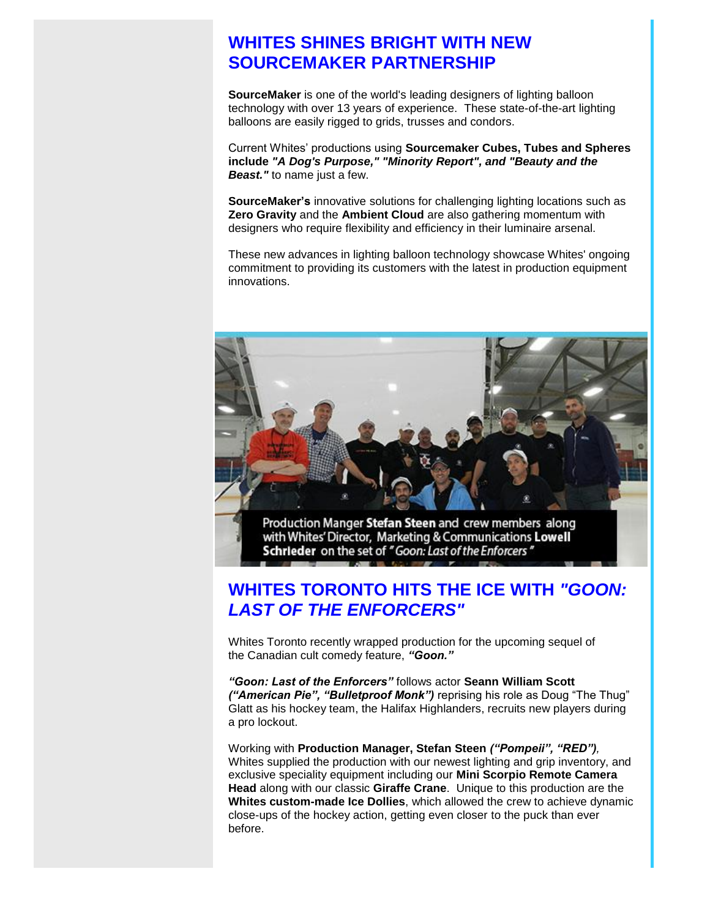## WHITES SHINES BRIGHT WITH NEW SOURCEMAKER PARTNERSHIP

**SourceMaker** is one of the world's leading designers of lighting balloon technology with over 13 years of experience. These state-of-the-art lighting balloons are easily rigged to grids, trusses and condors.

Current Whites' productions using **Sourcemaker Cubes, Tubes and Spheres include *"A Dog's Purpose," "Minority Report", and "Beauty and the Beast."*** to name just a few.

**SourceMaker's** innovative solutions for challenging lighting locations such as **Zero Gravity** and the **Ambient Cloud** are also gathering momentum with designers who require flexibility and efficiency in their luminaire arsenal.

These new advances in lighting balloon technology showcase Whites' ongoing commitment to providing its customers with the latest in production equipment innovations.

Production Manger **Stefan Steen** and crew members along with Whites' Director, Marketing & Communications **Lowell Schrieder** on the set of *"Goon: Last of the Enforcers"*

## WHITES TORONTO HITS THE ICE WITH *"GOON: LAST OF THE ENFORCERS"*

Whites Toronto recently wrapped production for the upcoming sequel of the Canadian cult comedy feature, ***"Goon."***

***"Goon: Last of the Enforcers"*** follows actor **Seann William Scott *("American Pie", "Bulletproof Monk")*** reprising his role as Doug "The Thug" Glatt as his hockey team, the Halifax Highlanders, recruits new players during a pro lockout.

Working with **Production Manager, Stefan Steen *("Pompeii", "RED")***, Whites supplied the production with our newest lighting and grip inventory, and exclusive speciality equipment including our **Mini Scorpio Remote Camera Head** along with our classic **Giraffe Crane**. Unique to this production are the **Whites custom-made Ice Dollies**, which allowed the crew to achieve dynamic close-ups of the hockey action, getting even closer to the puck than ever before.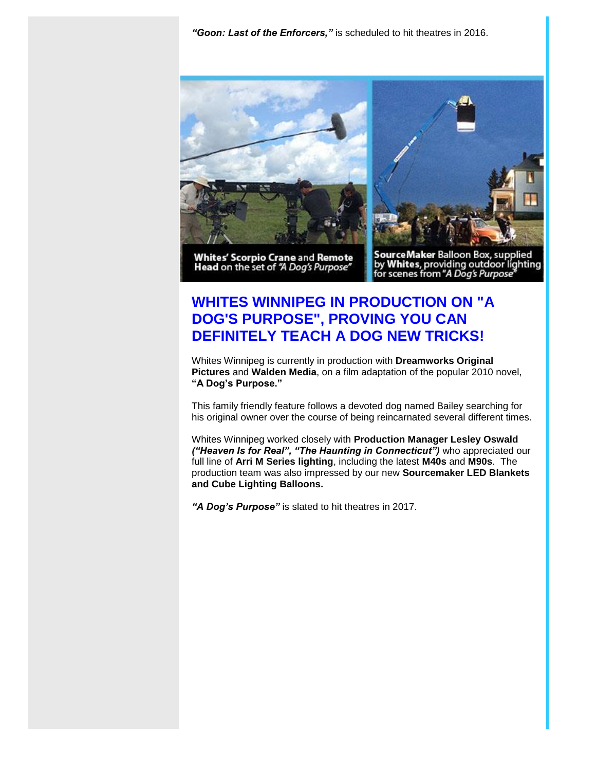***"Goon: Last of the Enforcers,"*** is scheduled to hit theatres in 2016.

**Whites' Scorpio Crane** and **Remote Head** on the set of *"A Dog's Purpose"*

**SourceMaker** Balloon Box, supplied by **Whites**, providing outdoor lighting for scenes from *"A Dog's Purpose"*

## WHITES WINNIPEG IN PRODUCTION ON "A DOG'S PURPOSE", PROVING YOU CAN DEFINITELY TEACH A DOG NEW TRICKS!

Whites Winnipeg is currently in production with **Dreamworks Original Pictures** and **Walden Media**, on a film adaptation of the popular 2010 novel, **"A Dog's Purpose."**

This family friendly feature follows a devoted dog named Bailey searching for his original owner over the course of being reincarnated several different times.

Whites Winnipeg worked closely with **Production Manager Lesley Oswald** ***("Heaven Is for Real", "The Haunting in Connecticut")*** who appreciated our full line of **Arri M Series lighting**, including the latest **M40s** and **M90s**. The production team was also impressed by our new **Sourcemaker LED Blankets and Cube Lighting Balloons.**

***"A Dog's Purpose"*** is slated to hit theatres in 2017.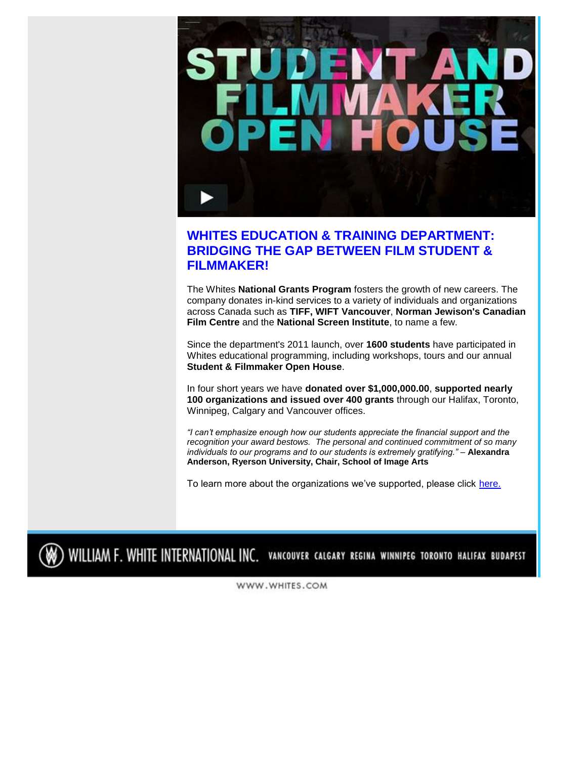STUDENT AND FILMMAKER OPEN HOUSE

## WHITES EDUCATION & TRAINING DEPARTMENT: BRIDGING THE GAP BETWEEN FILM STUDENT & FILMMAKER!

The Whites **National Grants Program** fosters the growth of new careers. The company donates in-kind services to a variety of individuals and organizations across Canada such as **TIFF, WIFT Vancouver**, **Norman Jewison's Canadian Film Centre** and the **National Screen Institute**, to name a few.

Since the department's 2011 launch, over **1600 students** have participated in Whites educational programming, including workshops, tours and our annual **Student & Filmmaker Open House**.

In four short years we have **donated over $1,000,000.00**, **supported nearly 100 organizations and issued over 400 grants** through our Halifax, Toronto, Winnipeg, Calgary and Vancouver offices.

*"I can't emphasize enough how our students appreciate the financial support and the recognition your award bestows. The personal and continued commitment of so many individuals to our programs and to our students is extremely gratifying."* – **Alexandra Anderson, Ryerson University, Chair, School of Image Arts**

To learn more about the organizations we've supported, please click here.

WILLIAM F. WHITE INTERNATIONAL INC. VANCOUVER CALGARY REGINA WINNIPEG TORONTO HALIFAX BUDAPEST

WWW.WHITES.COM